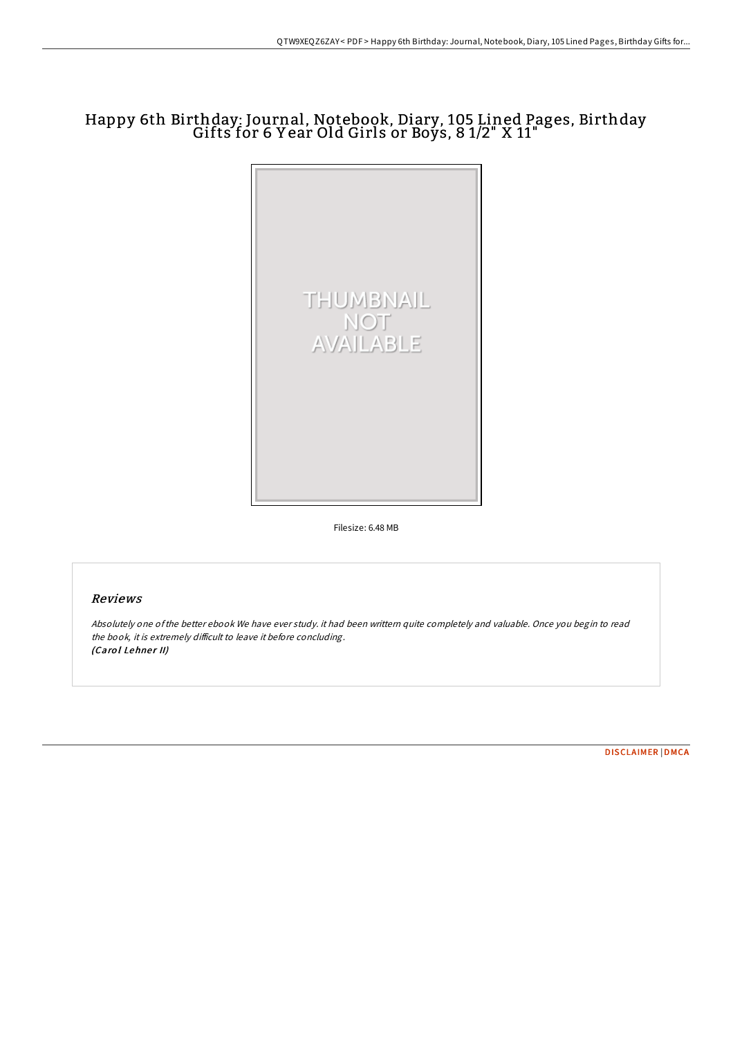# Happy 6th Birthday: Journal, Notebook, Diary, 105 Lined Pages, Birthday Gifts for 6 Year Old Girls or Boys, 8 1/2" X 11"

THUMBNAIL NOT AVAILABLE

Filesize: 6.48 MB

## Reviews

*Absolutely one of the better ebook We have ever study. it had been writtern quite completely and valuable. Once you begin to read the book, it is extremely difficult to leave it before concluding.*
*(Carol Lehner II)*

DISCLAIMER | DMCA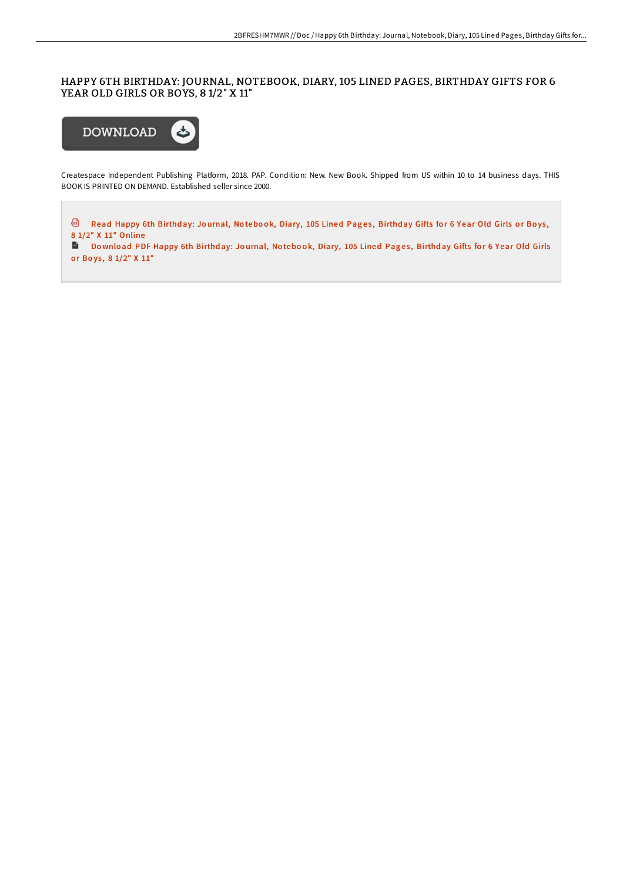# HAPPY 6TH BIRTHDAY: JOURNAL, NOTEBOOK, DIARY, 105 LINED PAGES, BIRTHDAY GIFTS FOR 6 YEAR OLD GIRLS OR BOYS, 8 1/2" X 11"

DOWNLOAD

Createspace Independent Publishing Platform, 2018. PAP. Condition: New. New Book. Shipped from US within 10 to 14 business days. THIS BOOK IS PRINTED ON DEMAND. Established seller since 2000.

Read Happy 6th Birthday: Journal, Notebook, Diary, 105 Lined Pages, Birthday Gifts for 6 Year Old Girls or Boys, 8 1/2" X 11" Online

Download PDF Happy 6th Birthday: Journal, Notebook, Diary, 105 Lined Pages, Birthday Gifts for 6 Year Old Girls or Boys, 8 1/2" X 11"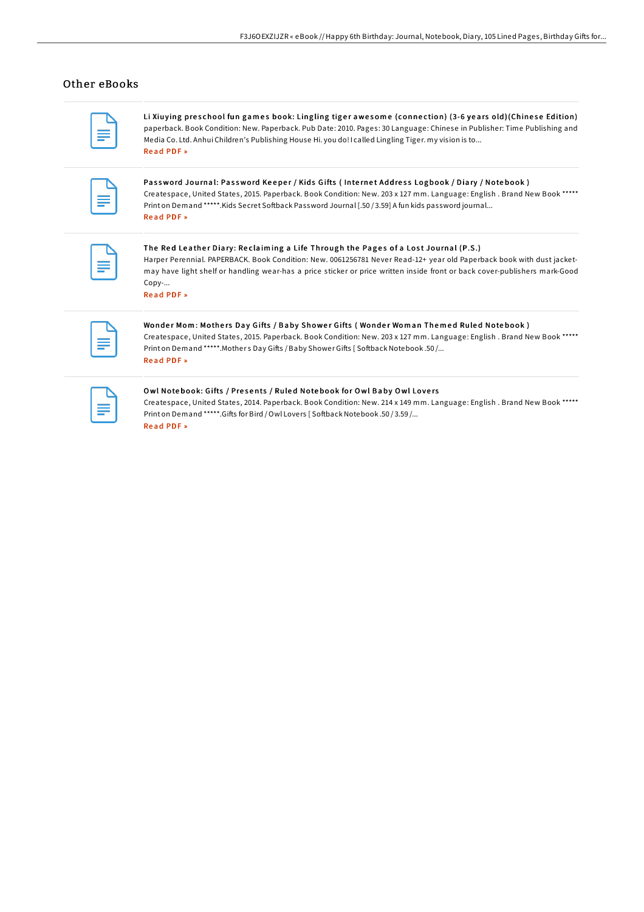## Other eBooks

**Li Xiuying preschool fun games book: Lingling tiger awesome (connection) (3-6 years old)(Chinese Edition)**
paperback. Book Condition: New. Paperback. Pub Date: 2010. Pages: 30 Language: Chinese in Publisher: Time Publishing and Media Co. Ltd. Anhui Children's Publishing House Hi. you do! I called Lingling Tiger. my vision is to...
Read PDF »

**Password Journal: Password Keeper / Kids Gifts ( Internet Address Logbook / Diary / Notebook )**
Createspace, United States, 2015. Paperback. Book Condition: New. 203 x 127 mm. Language: English . Brand New Book ***** Print on Demand *****.Kids Secret Softback Password Journal [.50 / 3.59] A fun kids password journal...
Read PDF »

**The Red Leather Diary: Reclaiming a Life Through the Pages of a Lost Journal (P.S.)**
Harper Perennial. PAPERBACK. Book Condition: New. 0061256781 Never Read-12+ year old Paperback book with dust jacket-may have light shelf or handling wear-has a price sticker or price written inside front or back cover-publishers mark-Good Copy-...
Read PDF »

**Wonder Mom: Mothers Day Gifts / Baby Shower Gifts ( Wonder Woman Themed Ruled Notebook )**
Createspace, United States, 2015. Paperback. Book Condition: New. 203 x 127 mm. Language: English . Brand New Book ***** Print on Demand *****.Mothers Day Gifts / Baby Shower Gifts [ Softback Notebook .50 /...
Read PDF »

**Owl Notebook: Gifts / Presents / Ruled Notebook for Owl Baby Owl Lovers**
Createspace, United States, 2014. Paperback. Book Condition: New. 214 x 149 mm. Language: English . Brand New Book ***** Print on Demand *****.Gifts for Bird / Owl Lovers [ Softback Notebook .50 / 3.59 /...
Read PDF »